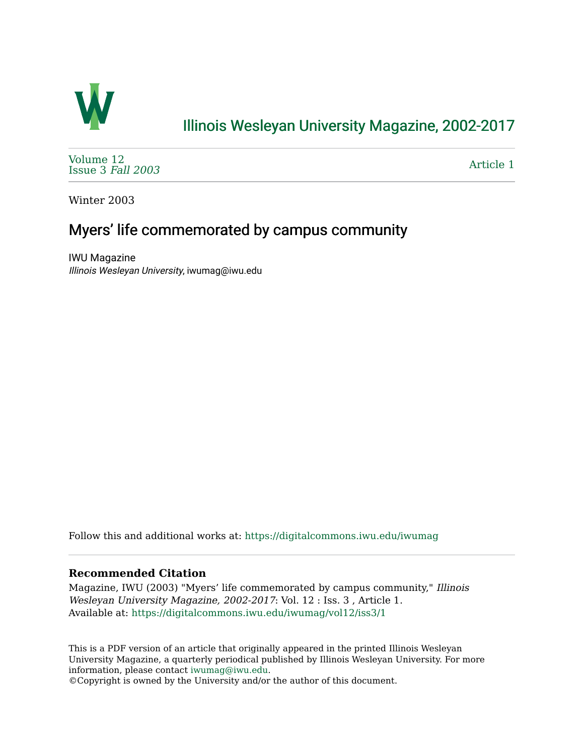# Illinois Wesleyan University Magazine, 2002-2017

Volume 12
Issue 3 *Fall 2003*

Article 1

Winter 2003

## Myers' life commemorated by campus community

IWU Magazine
*Illinois Wesleyan University*, iwumag@iwu.edu

Follow this and additional works at: https://digitalcommons.iwu.edu/iwumag

### Recommended Citation

Magazine, IWU (2003) "Myers' life commemorated by campus community," *Illinois Wesleyan University Magazine, 2002-2017*: Vol. 12 : Iss. 3 , Article 1.
Available at: https://digitalcommons.iwu.edu/iwumag/vol12/iss3/1

This is a PDF version of an article that originally appeared in the printed Illinois Wesleyan University Magazine, a quarterly periodical published by Illinois Wesleyan University. For more information, please contact iwumag@iwu.edu.
©Copyright is owned by the University and/or the author of this document.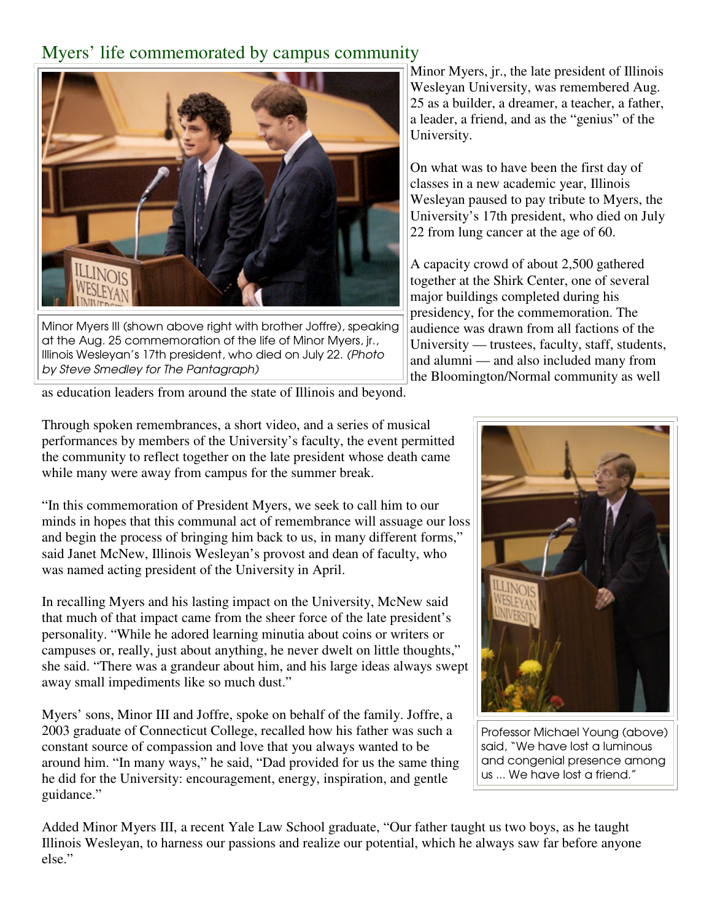## Myers' life commemorated by campus community

Minor Myers III (shown above right with brother Joffre), speaking at the Aug. 25 commemoration of the life of Minor Myers, jr., Illinois Wesleyan's 17th president, who died on July 22. *(Photo by Steve Smedley for The Pantagraph)*

Minor Myers, jr., the late president of Illinois Wesleyan University, was remembered Aug. 25 as a builder, a dreamer, a teacher, a father, a leader, a friend, and as the "genius" of the University.

On what was to have been the first day of classes in a new academic year, Illinois Wesleyan paused to pay tribute to Myers, the University's 17th president, who died on July 22 from lung cancer at the age of 60.

A capacity crowd of about 2,500 gathered together at the Shirk Center, one of several major buildings completed during his presidency, for the commemoration. The audience was drawn from all factions of the University — trustees, faculty, staff, students, and alumni — and also included many from the Bloomington/Normal community as well as education leaders from around the state of Illinois and beyond.

Through spoken remembrances, a short video, and a series of musical performances by members of the University's faculty, the event permitted the community to reflect together on the late president whose death came while many were away from campus for the summer break.

"In this commemoration of President Myers, we seek to call him to our minds in hopes that this communal act of remembrance will assuage our loss and begin the process of bringing him back to us, in many different forms," said Janet McNew, Illinois Wesleyan's provost and dean of faculty, who was named acting president of the University in April.

In recalling Myers and his lasting impact on the University, McNew said that much of that impact came from the sheer force of the late president's personality. "While he adored learning minutia about coins or writers or campuses or, really, just about anything, he never dwelt on little thoughts," she said. "There was a grandeur about him, and his large ideas always swept away small impediments like so much dust."

Professor Michael Young (above) said, "We have lost a luminous and congenial presence among us ... We have lost a friend."

Myers' sons, Minor III and Joffre, spoke on behalf of the family. Joffre, a 2003 graduate of Connecticut College, recalled how his father was such a constant source of compassion and love that you always wanted to be around him. "In many ways," he said, "Dad provided for us the same thing he did for the University: encouragement, energy, inspiration, and gentle guidance."

Added Minor Myers III, a recent Yale Law School graduate, "Our father taught us two boys, as he taught Illinois Wesleyan, to harness our passions and realize our potential, which he always saw far before anyone else."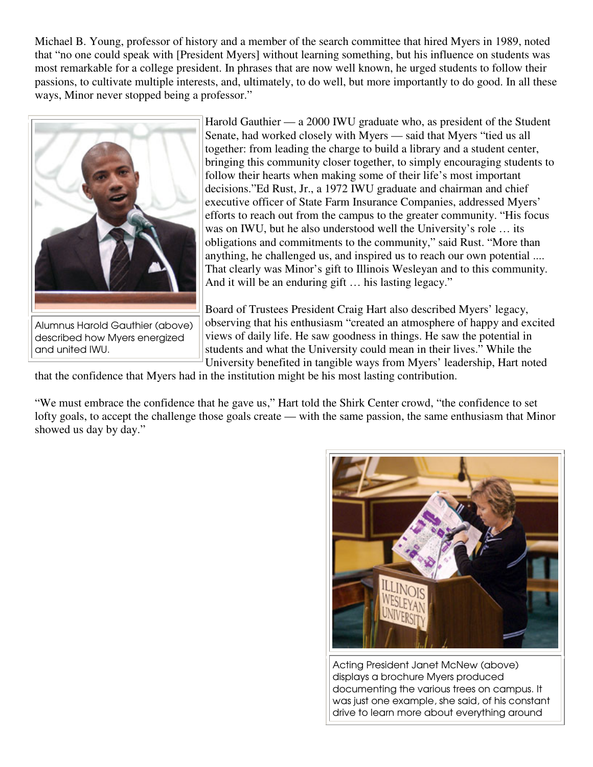Michael B. Young, professor of history and a member of the search committee that hired Myers in 1989, noted that "no one could speak with [President Myers] without learning something, but his influence on students was most remarkable for a college president. In phrases that are now well known, he urged students to follow their passions, to cultivate multiple interests, and, ultimately, to do well, but more importantly to do good. In all these ways, Minor never stopped being a professor."

Alumnus Harold Gauthier (above) described how Myers energized and united IWU.

Harold Gauthier — a 2000 IWU graduate who, as president of the Student Senate, had worked closely with Myers — said that Myers "tied us all together: from leading the charge to build a library and a student center, bringing this community closer together, to simply encouraging students to follow their hearts when making some of their life's most important decisions."Ed Rust, Jr., a 1972 IWU graduate and chairman and chief executive officer of State Farm Insurance Companies, addressed Myers' efforts to reach out from the campus to the greater community. "His focus was on IWU, but he also understood well the University's role … its obligations and commitments to the community," said Rust. "More than anything, he challenged us, and inspired us to reach our own potential .... That clearly was Minor's gift to Illinois Wesleyan and to this community. And it will be an enduring gift … his lasting legacy."

Board of Trustees President Craig Hart also described Myers' legacy, observing that his enthusiasm "created an atmosphere of happy and excited views of daily life. He saw goodness in things. He saw the potential in students and what the University could mean in their lives." While the University benefited in tangible ways from Myers' leadership, Hart noted that the confidence that Myers had in the institution might be his most lasting contribution.

"We must embrace the confidence that he gave us," Hart told the Shirk Center crowd, "the confidence to set lofty goals, to accept the challenge those goals create — with the same passion, the same enthusiasm that Minor showed us day by day."

Acting President Janet McNew (above) displays a brochure Myers produced documenting the various trees on campus. It was just one example, she said, of his constant drive to learn more about everything around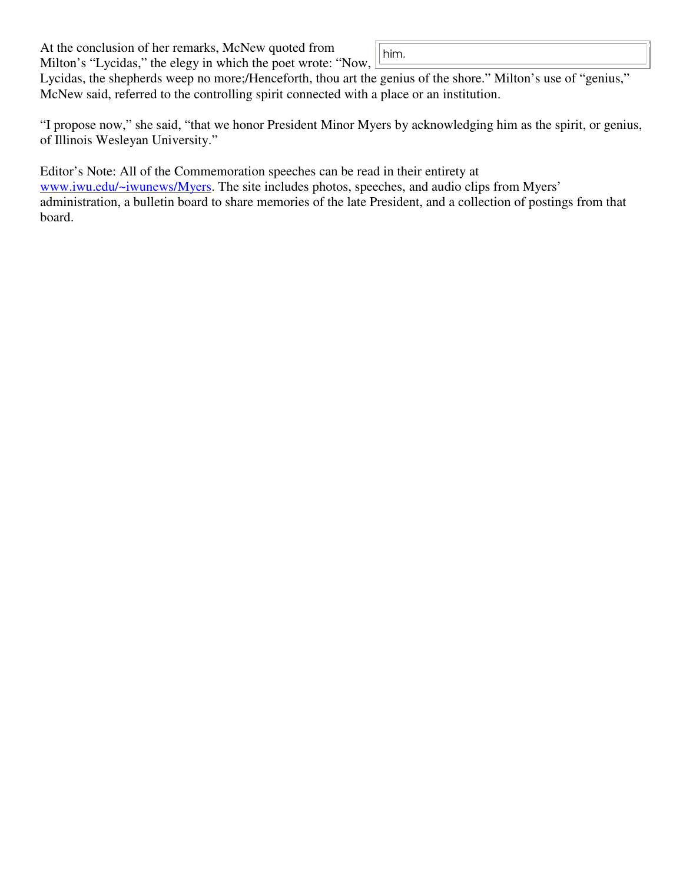him.

At the conclusion of her remarks, McNew quoted from Milton's "Lycidas," the elegy in which the poet wrote: "Now, Lycidas, the shepherds weep no more;/Henceforth, thou art the genius of the shore." Milton's use of "genius," McNew said, referred to the controlling spirit connected with a place or an institution.

"I propose now," she said, "that we honor President Minor Myers by acknowledging him as the spirit, or genius, of Illinois Wesleyan University."

Editor's Note: All of the Commemoration speeches can be read in their entirety at [www.iwu.edu/~iwunews/Myers](http://www.iwu.edu/~iwunews/Myers). The site includes photos, speeches, and audio clips from Myers' administration, a bulletin board to share memories of the late President, and a collection of postings from that board.